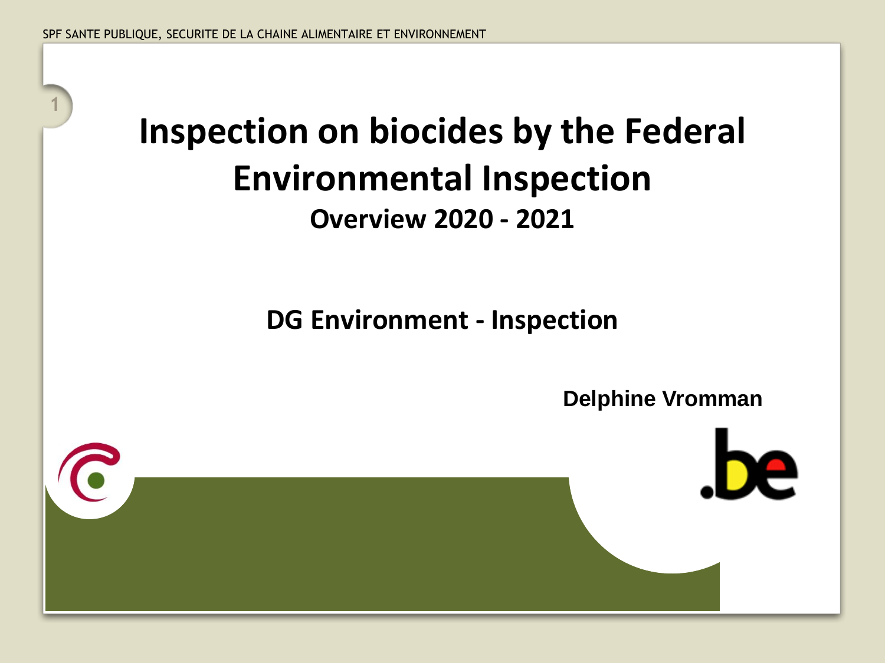# Inspection on biocides by the Federal Environmental Inspection

## Overview 2020 - 2021

**DG Environment - Inspection**

**Delphine Vromman**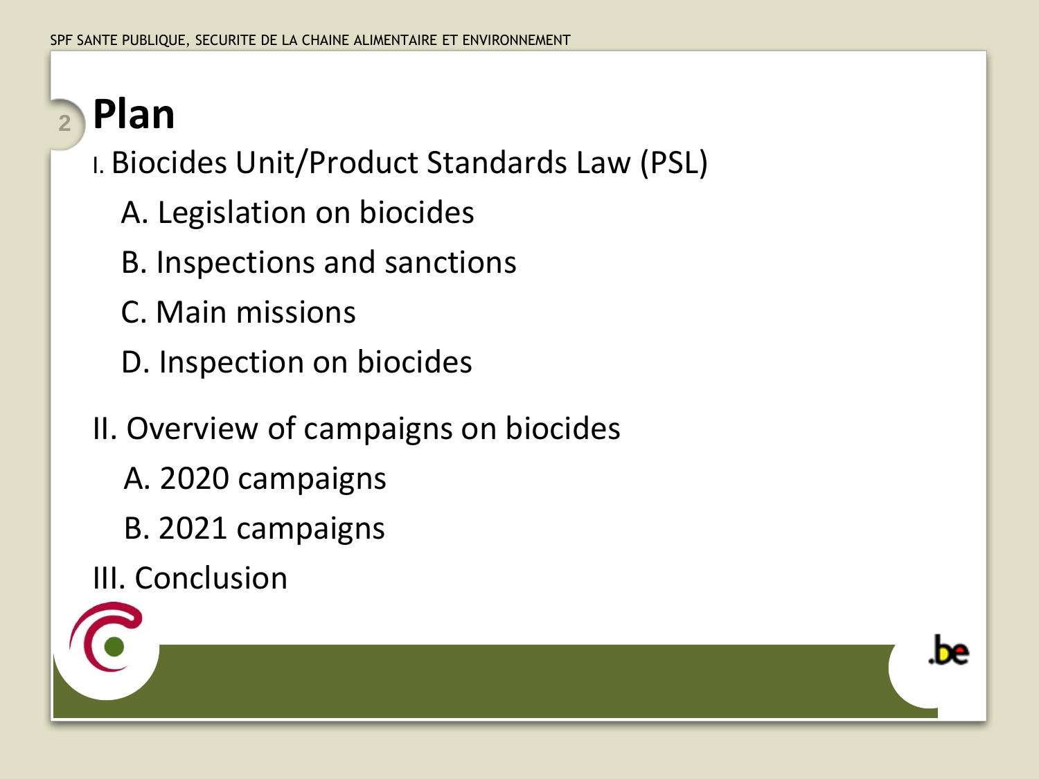# Plan

I. Biocides Unit/Product Standards Law (PSL)

- A. Legislation on biocides
- B. Inspections and sanctions
- C. Main missions
- D. Inspection on biocides

II. Overview of campaigns on biocides

- A. 2020 campaigns
- B. 2021 campaigns

III. Conclusion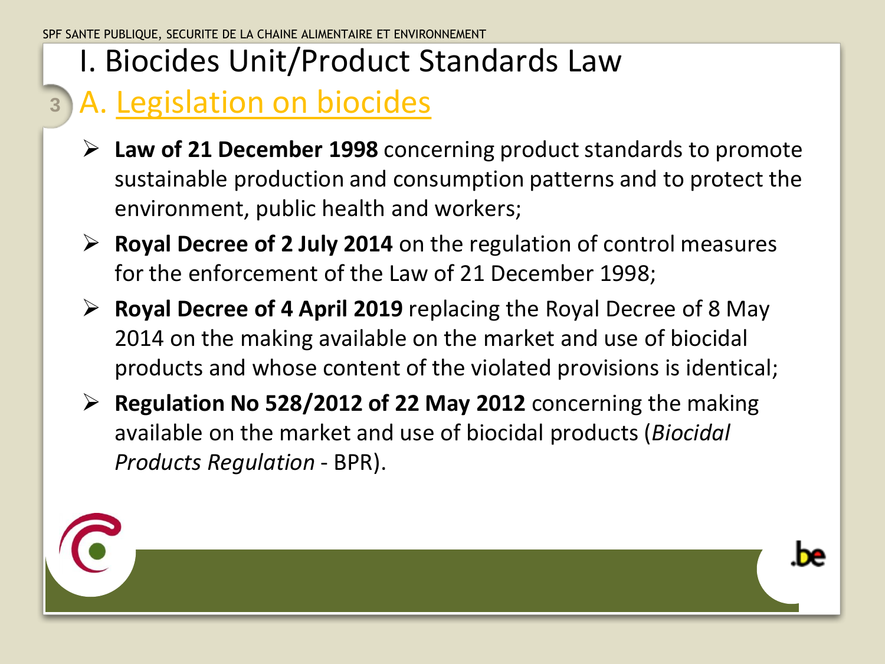# I. Biocides Unit/Product Standards Law

## A. Legislation on biocides

- **Law of 21 December 1998** concerning product standards to promote sustainable production and consumption patterns and to protect the environment, public health and workers;
- **Royal Decree of 2 July 2014** on the regulation of control measures for the enforcement of the Law of 21 December 1998;
- **Royal Decree of 4 April 2019** replacing the Royal Decree of 8 May 2014 on the making available on the market and use of biocidal products and whose content of the violated provisions is identical;
- **Regulation No 528/2012 of 22 May 2012** concerning the making available on the market and use of biocidal products (*Biocidal Products Regulation* - BPR).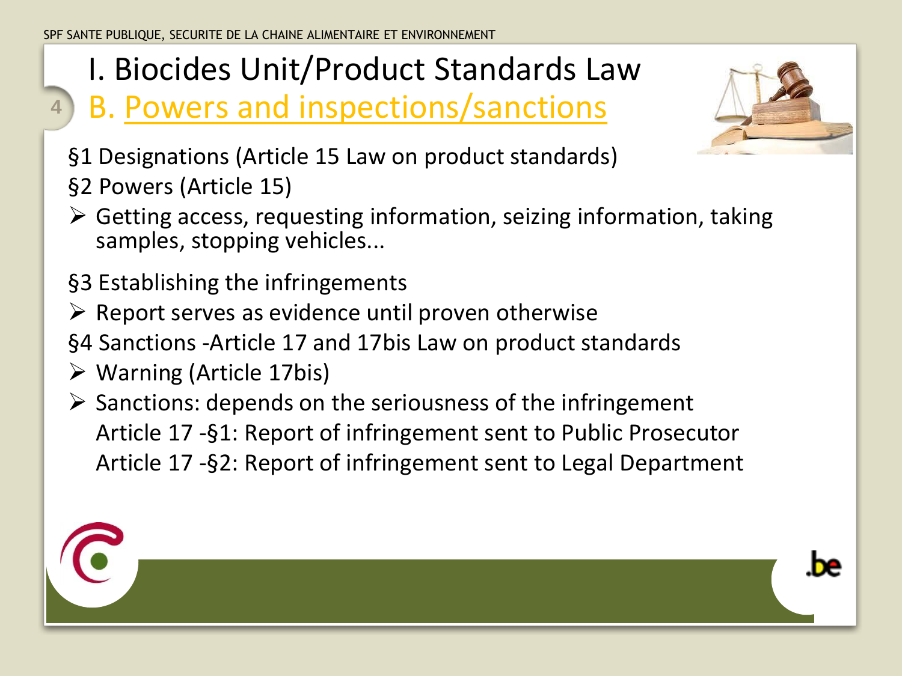# I. Biocides Unit/Product Standards Law

## B. Powers and inspections/sanctions

§1 Designations (Article 15 Law on product standards)

§2 Powers (Article 15)

- Getting access, requesting information, seizing information, taking samples, stopping vehicles...

§3 Establishing the infringements

- Report serves as evidence until proven otherwise

§4 Sanctions -Article 17 and 17bis Law on product standards

- Warning (Article 17bis)
- Sanctions: depends on the seriousness of the infringement
  Article 17 -§1: Report of infringement sent to Public Prosecutor
  Article 17 -§2: Report of infringement sent to Legal Department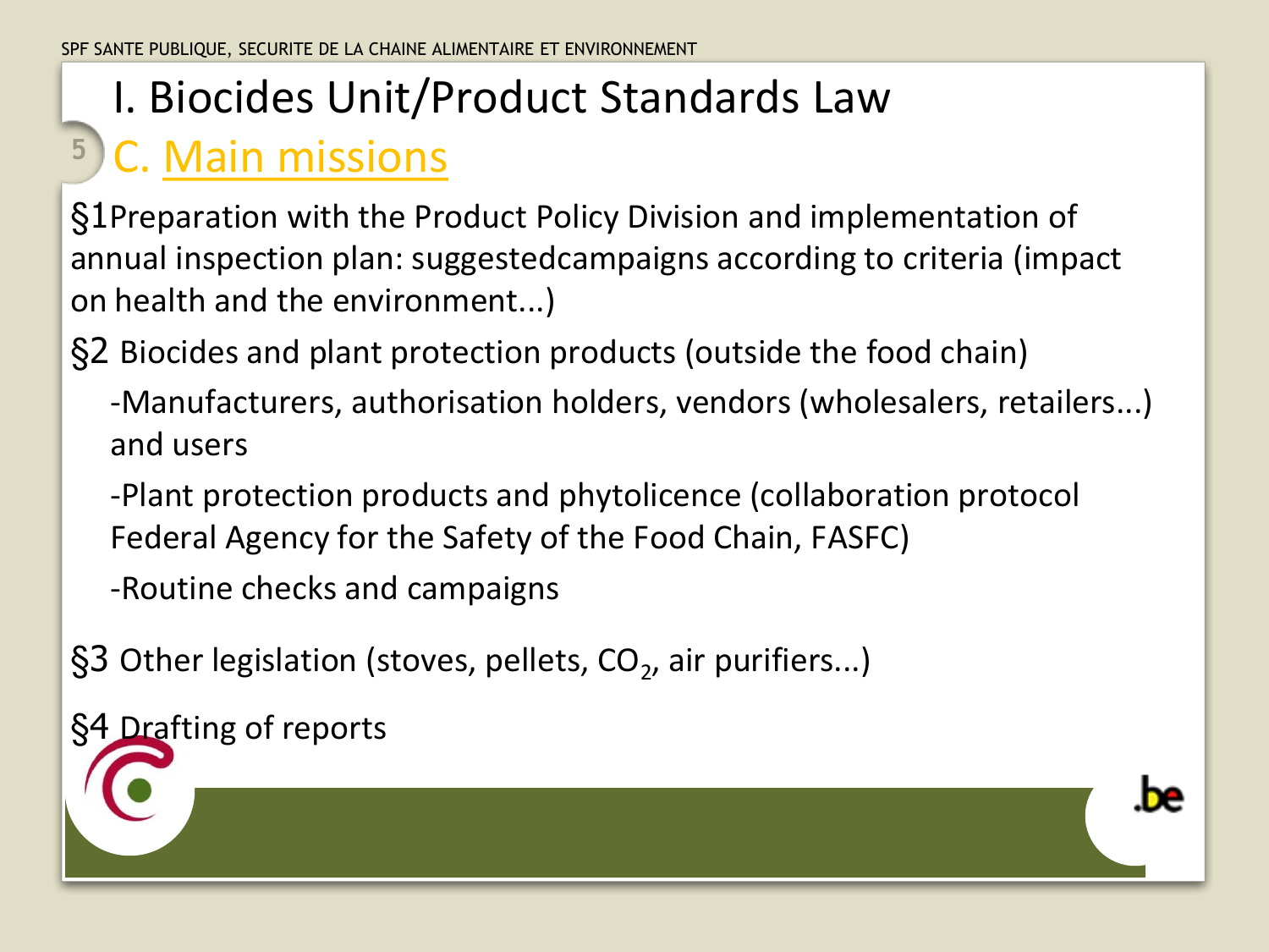# I. Biocides Unit/Product Standards Law

## C. Main missions

§1Preparation with the Product Policy Division and implementation of annual inspection plan: suggestedcampaigns according to criteria (impact on health and the environment...)

§2 Biocides and plant protection products (outside the food chain)

- -Manufacturers, authorisation holders, vendors (wholesalers, retailers...) and users
- -Plant protection products and phytolicence (collaboration protocol Federal Agency for the Safety of the Food Chain, FASFC)
- -Routine checks and campaigns

§3 Other legislation (stoves, pellets, $CO_2$, air purifiers...)

§4 Drafting of reports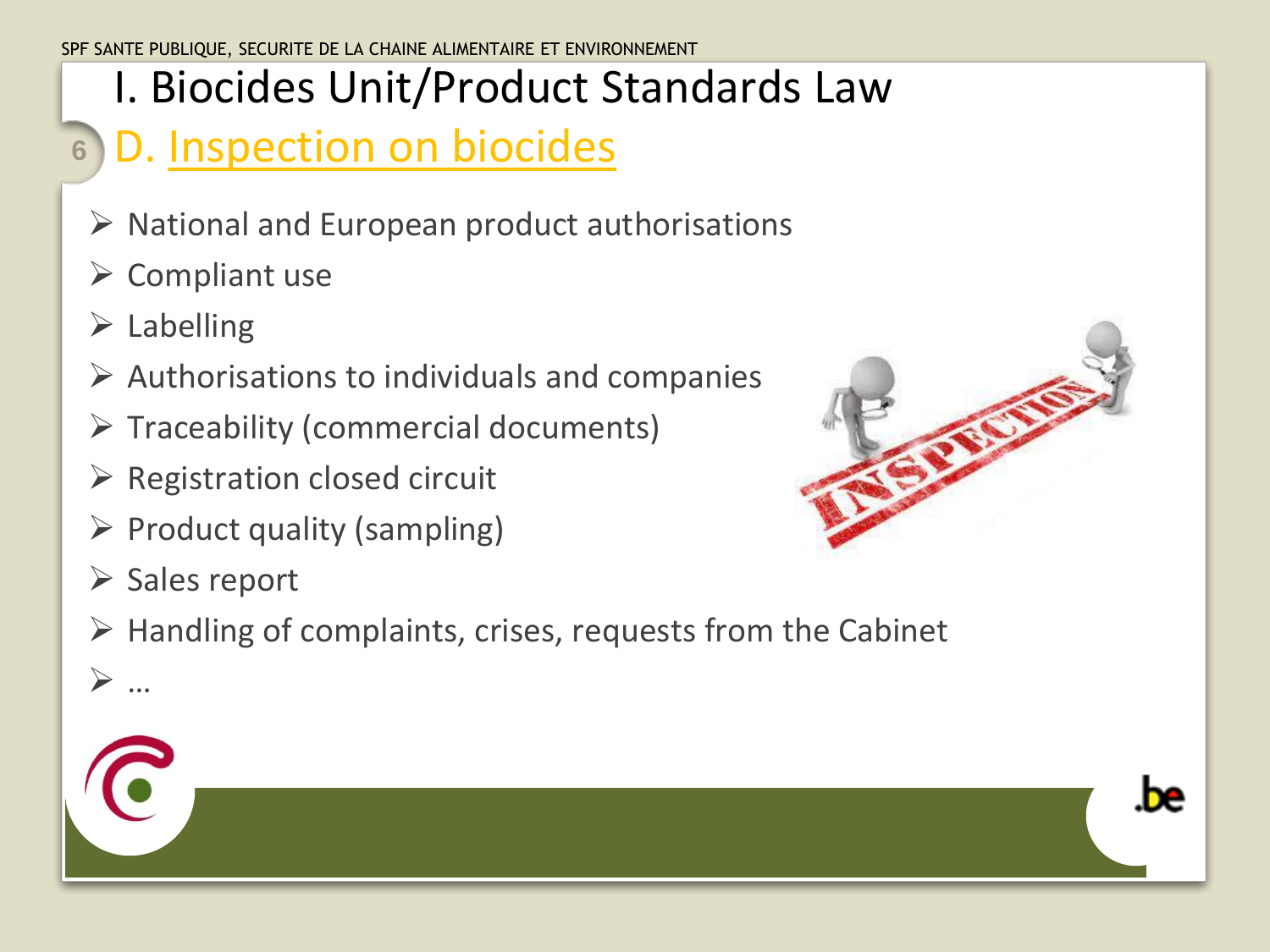# I. Biocides Unit/Product Standards Law

## D. Inspection on biocides

- National and European product authorisations
- Compliant use
- Labelling
- Authorisations to individuals and companies
- Traceability (commercial documents)
- Registration closed circuit
- Product quality (sampling)
- Sales report
- Handling of complaints, crises, requests from the Cabinet
- …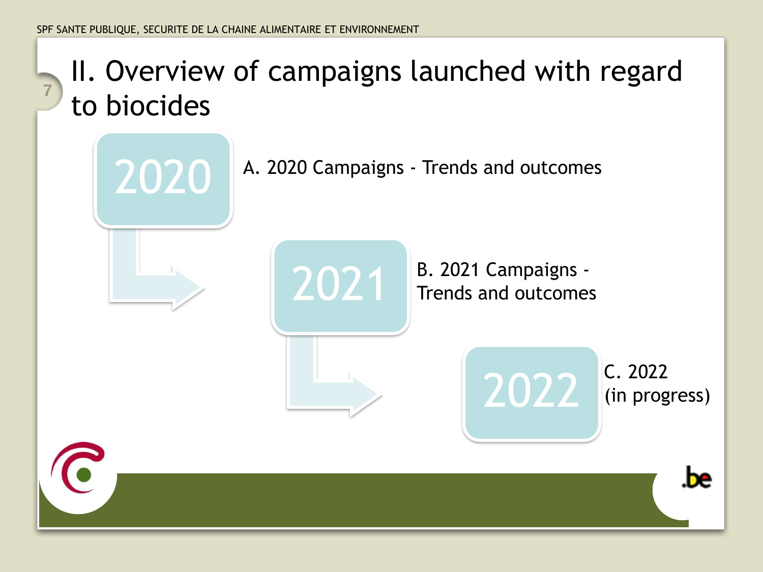# II. Overview of campaigns launched with regard to biocides

2020

A. 2020 Campaigns - Trends and outcomes

2021

B. 2021 Campaigns - Trends and outcomes

2022

C. 2022 (in progress)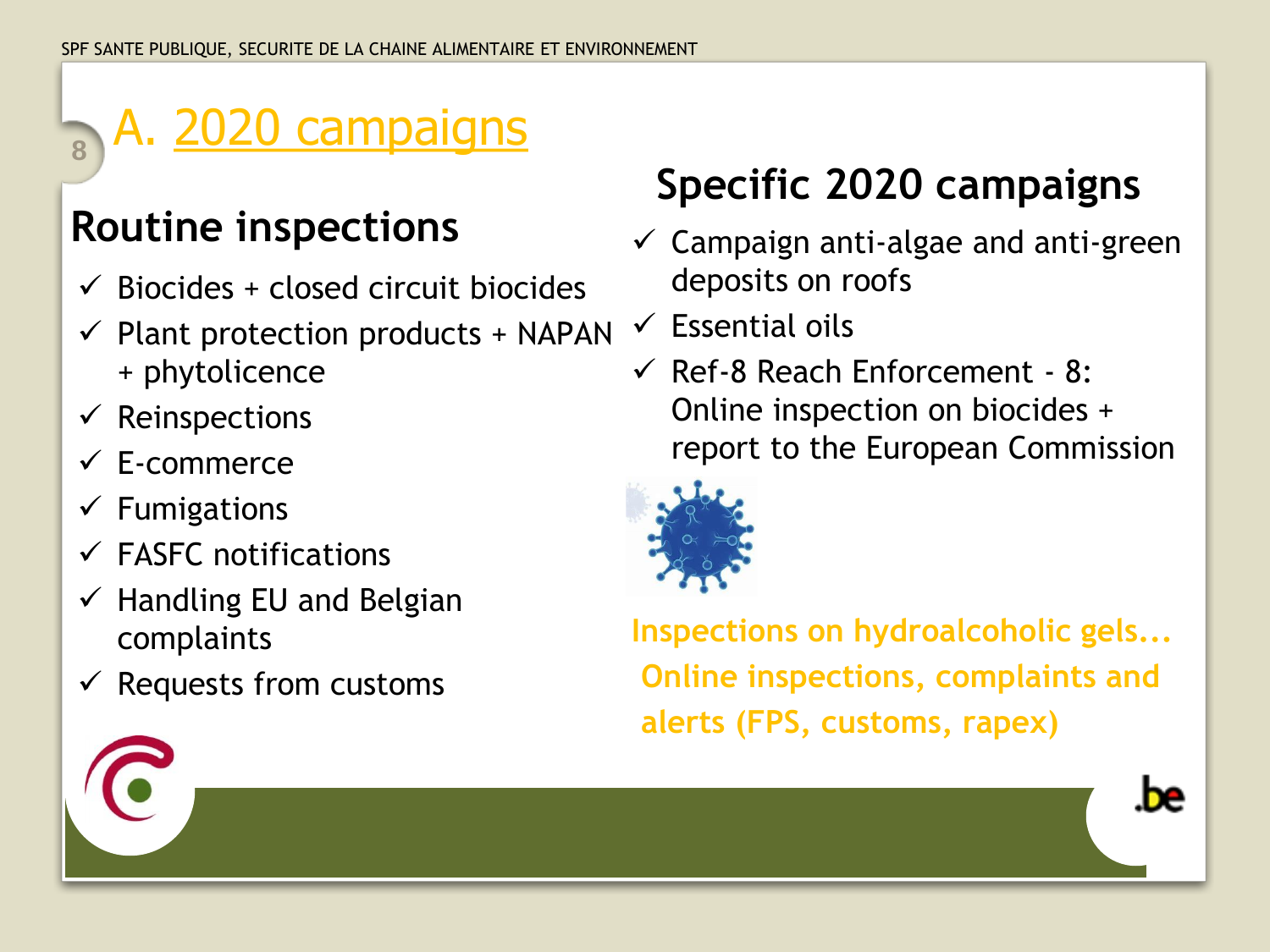# A. 2020 campaigns

## Routine inspections

- Biocides + closed circuit biocides
- Plant protection products + NAPAN + phytolicence
- Reinspections
- E-commerce
- Fumigations
- FASFC notifications
- Handling EU and Belgian complaints
- Requests from customs

## Specific 2020 campaigns

- Campaign anti-algae and anti-green deposits on roofs
- Essential oils
- Ref-8 Reach Enforcement - 8: Online inspection on biocides + report to the European Commission

**Inspections on hydroalcoholic gels... Online inspections, complaints and alerts (FPS, customs, rapex)**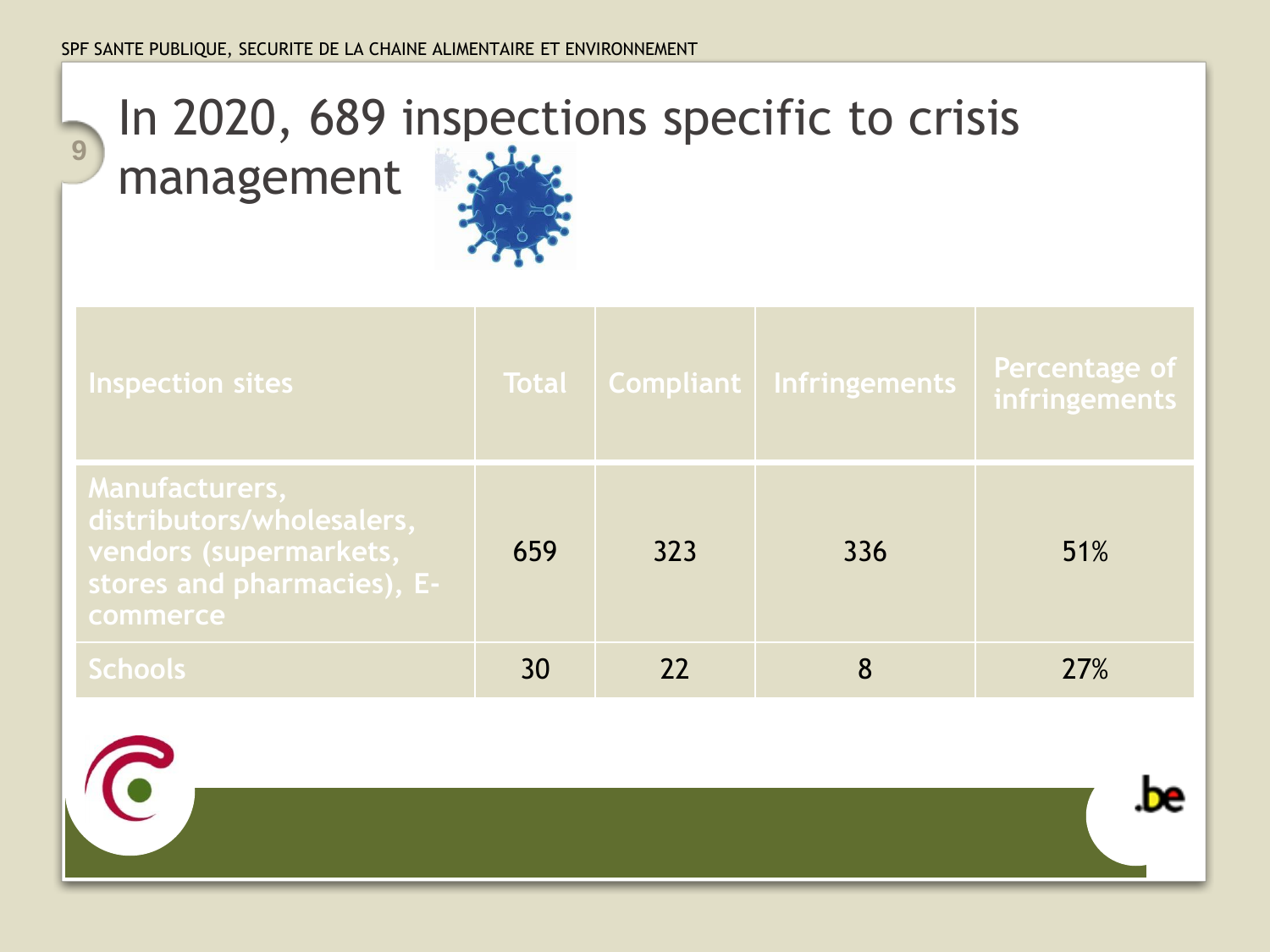# In 2020, 689 inspections specific to crisis management

| Inspection sites | Total | Compliant | Infringements | Percentage of infringements |
|---|---|---|---|---|
| Manufacturers, distributors/wholesalers, vendors (supermarkets, stores and pharmacies), E-commerce | 659 | 323 | 336 | 51% |
| Schools | 30 | 22 | 8 | 27% |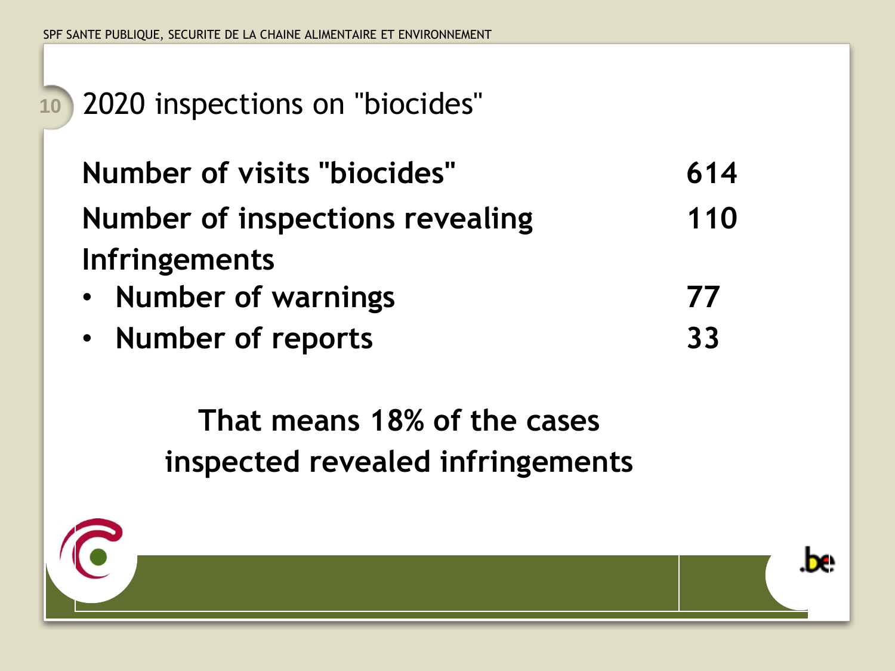# 2020 inspections on "biocides"

| | |
|---|---|
| **Number of visits "biocides"** | **614** |
| **Number of inspections revealing Infringements** | **110** |
| • **Number of warnings** | **77** |
| • **Number of reports** | **33** |

**That means 18% of the cases inspected revealed infringements**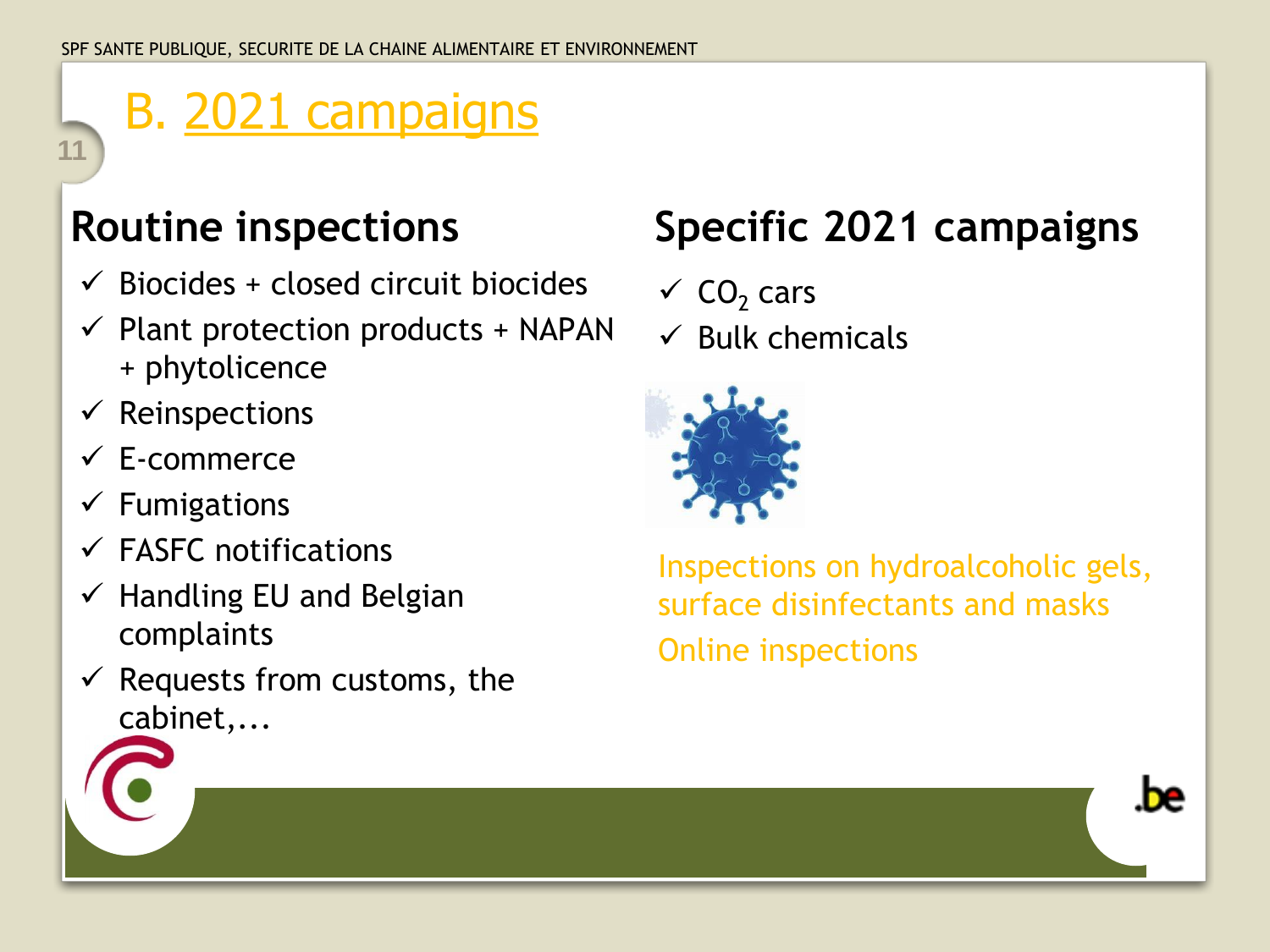# B. 2021 campaigns

## Routine inspections

- ✓ Biocides + closed circuit biocides
- ✓ Plant protection products + NAPAN + phytolicence
- ✓ Reinspections
- ✓ E-commerce
- ✓ Fumigations
- ✓ FASFC notifications
- ✓ Handling EU and Belgian complaints
- ✓ Requests from customs, the cabinet,...

## Specific 2021 campaigns

- ✓ $CO_2$ cars
- ✓ Bulk chemicals

Inspections on hydroalcoholic gels, surface disinfectants and masks

Online inspections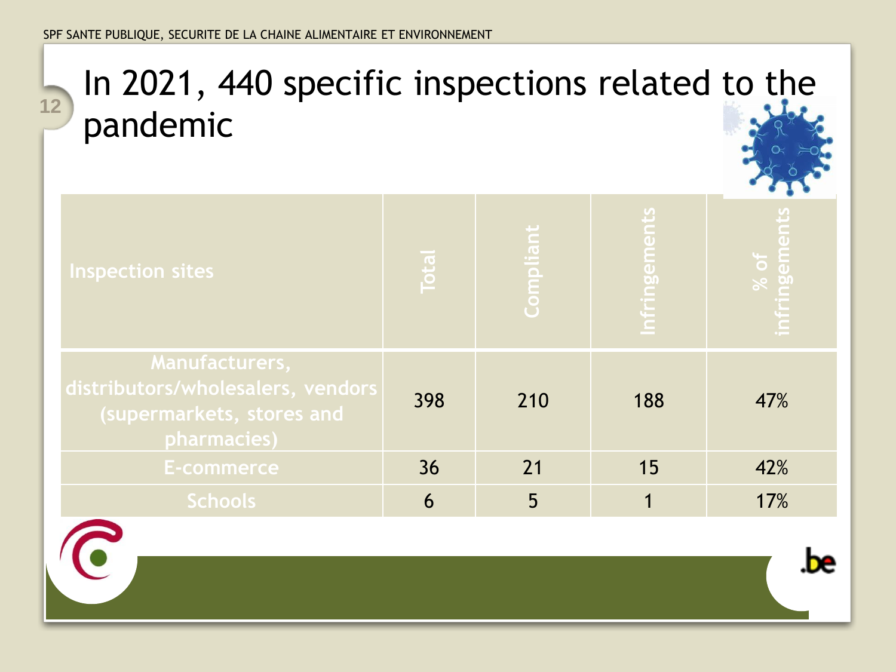# In 2021, 440 specific inspections related to the pandemic

| Inspection sites | Total | Compliant | Infringements | % of infringements |
|---|---|---|---|---|
| Manufacturers, distributors/wholesalers, vendors (supermarkets, stores and pharmacies) | 398 | 210 | 188 | 47% |
| E-commerce | 36 | 21 | 15 | 42% |
| Schools | 6 | 5 | 1 | 17% |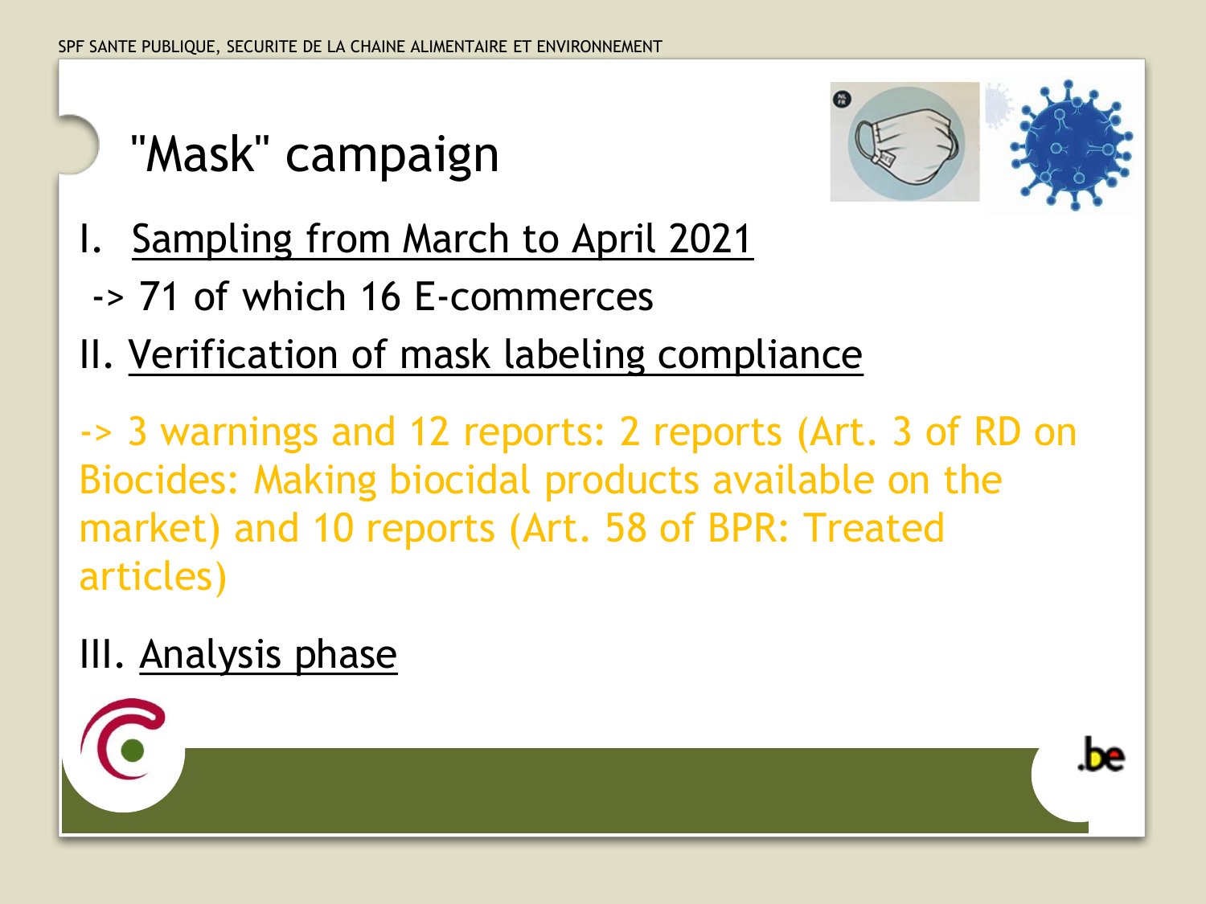# "Mask" campaign

I. Sampling from March to April 2021

-> 71 of which 16 E-commerces

II. Verification of mask labeling compliance

-> 3 warnings and 12 reports: 2 reports (Art. 3 of RD on Biocides: Making biocidal products available on the market) and 10 reports (Art. 58 of BPR: Treated articles)

III. Analysis phase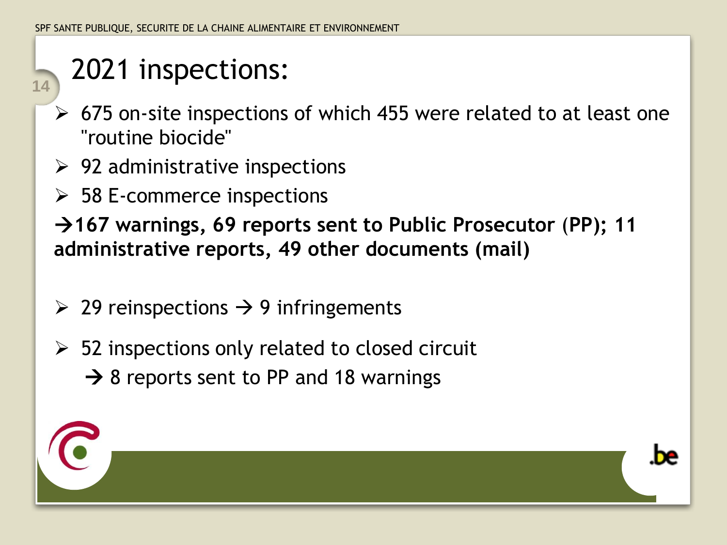# 2021 inspections:

- 675 on-site inspections of which 455 were related to at least one "routine biocide"
- 92 administrative inspections
- 58 E-commerce inspections

**→167 warnings, 69 reports sent to Public Prosecutor (PP); 11 administrative reports, 49 other documents (mail)**

- 29 reinspections → 9 infringements
- 52 inspections only related to closed circuit
  → 8 reports sent to PP and 18 warnings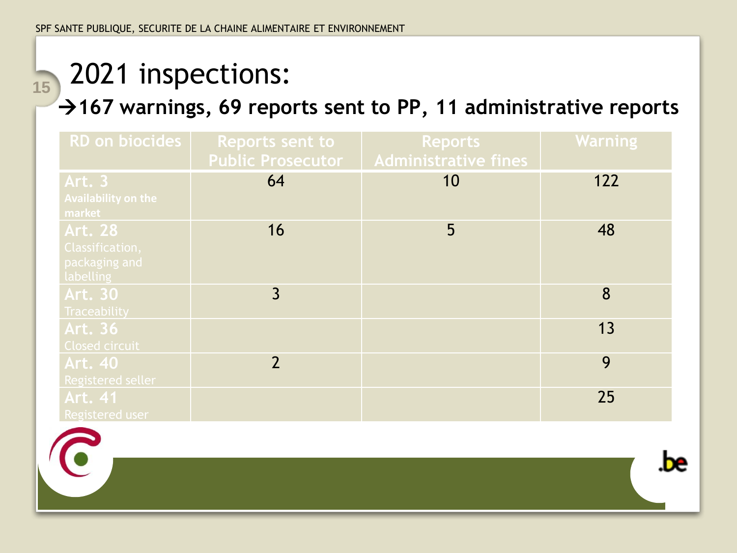# 2021 inspections:

**→167 warnings, 69 reports sent to PP, 11 administrative reports**

| RD on biocides | Reports sent to Public Prosecutor | Reports Administrative fines | Warning |
|---|---|---|---|
| Art. 3 Availability on the market | 64 | 10 | 122 |
| Art. 28 Classification, packaging and labelling | 16 | 5 | 48 |
| Art. 30 Traceability | 3 | | 8 |
| Art. 36 Closed circuit | | | 13 |
| Art. 40 Registered seller | 2 | | 9 |
| Art. 41 Registered user | | | 25 |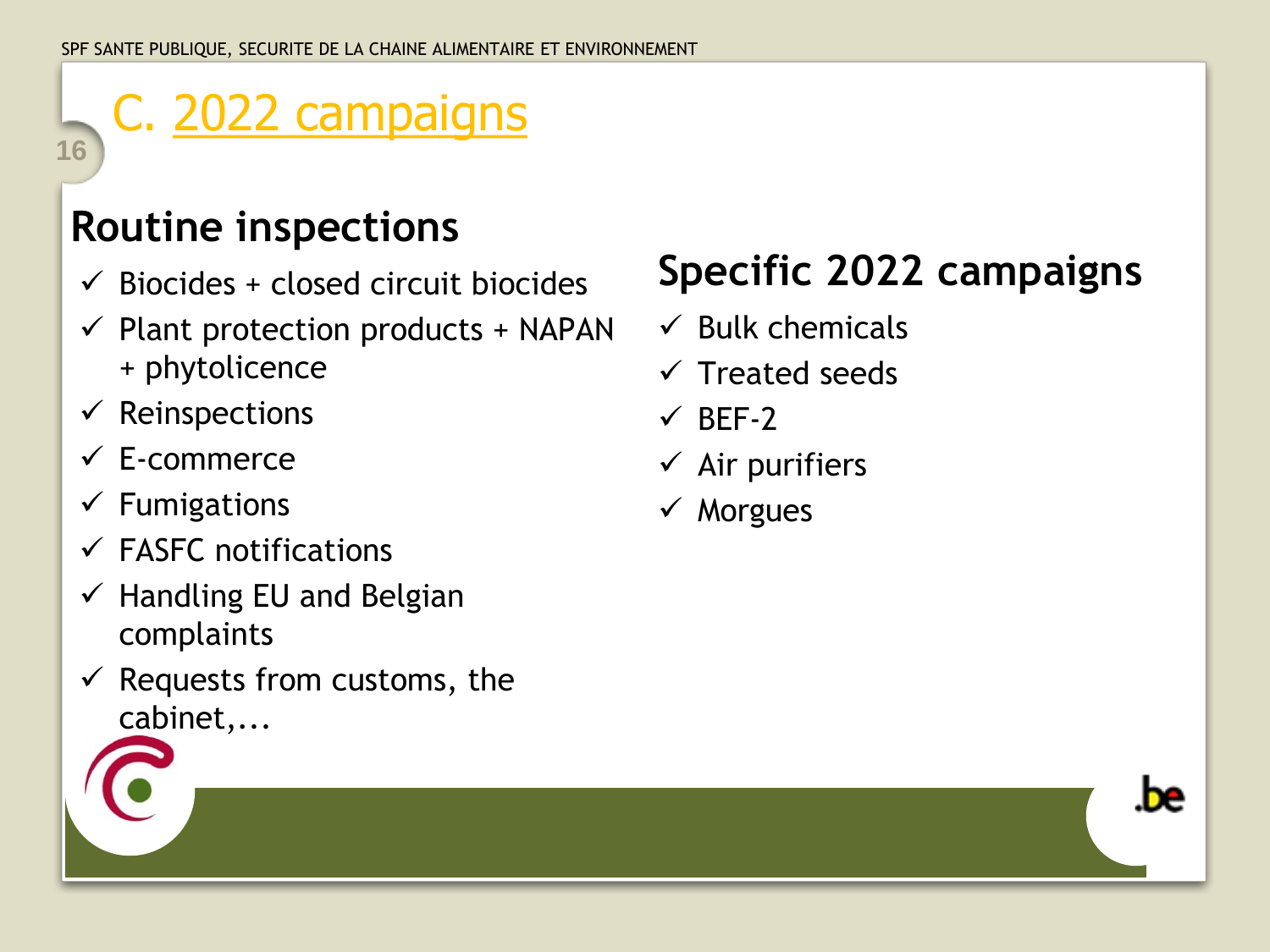# C. 2022 campaigns

## Routine inspections

- ✓ Biocides + closed circuit biocides
- ✓ Plant protection products + NAPAN + phytolicence
- ✓ Reinspections
- ✓ E-commerce
- ✓ Fumigations
- ✓ FASFC notifications
- ✓ Handling EU and Belgian complaints
- ✓ Requests from customs, the cabinet,...

## Specific 2022 campaigns

- ✓ Bulk chemicals
- ✓ Treated seeds
- ✓ BEF-2
- ✓ Air purifiers
- ✓ Morgues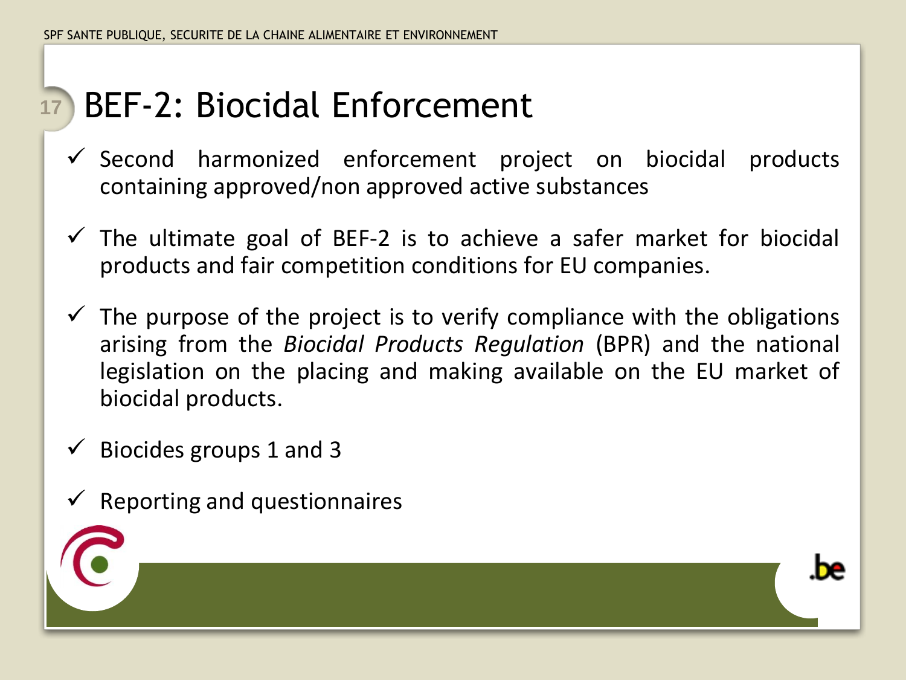# BEF-2: Biocidal Enforcement

- ✓ Second harmonized enforcement project on biocidal products containing approved/non approved active substances
- ✓ The ultimate goal of BEF-2 is to achieve a safer market for biocidal products and fair competition conditions for EU companies.
- ✓ The purpose of the project is to verify compliance with the obligations arising from the *Biocidal Products Regulation* (BPR) and the national legislation on the placing and making available on the EU market of biocidal products.
- ✓ Biocides groups 1 and 3
- ✓ Reporting and questionnaires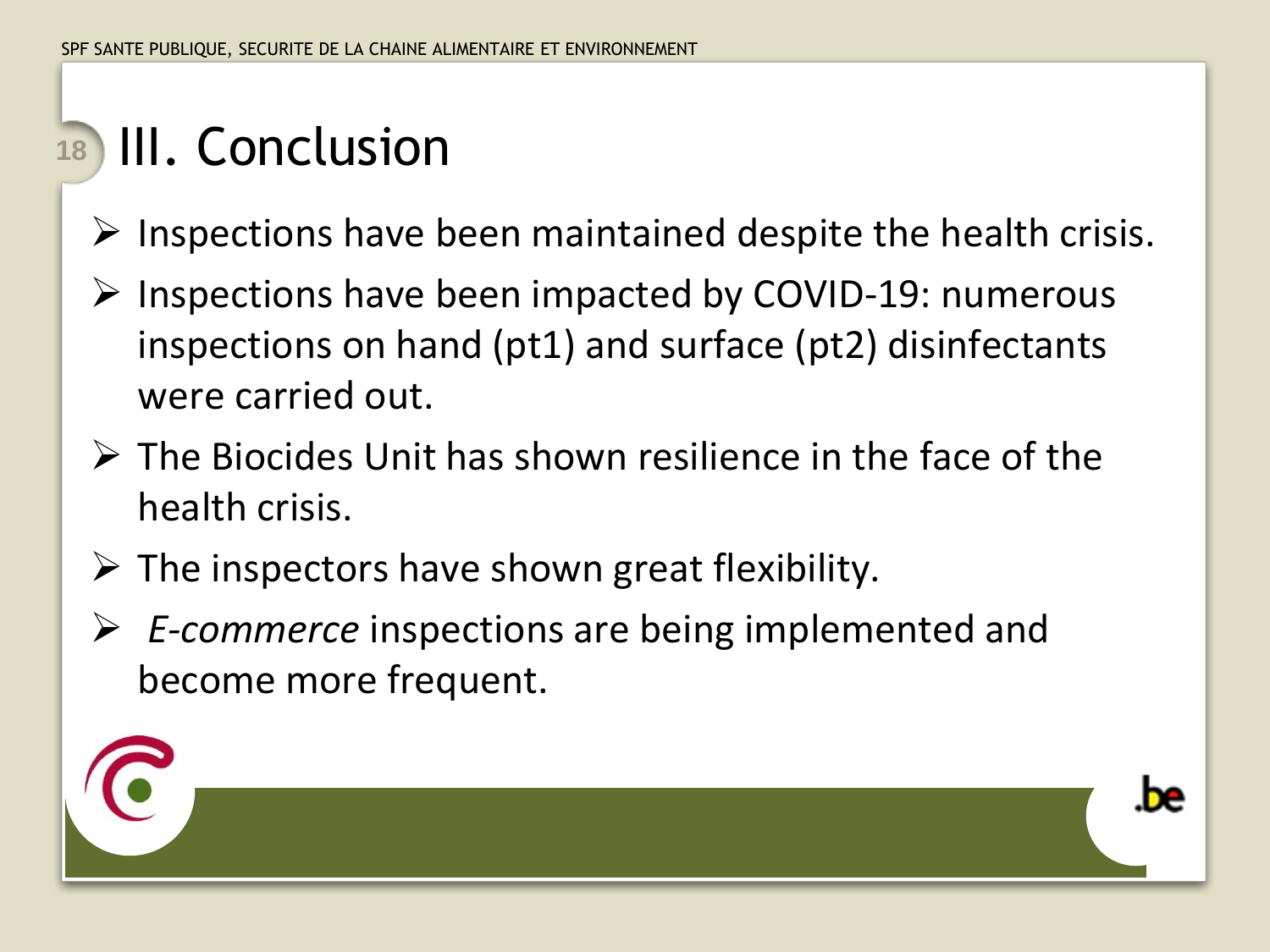# III. Conclusion

- Inspections have been maintained despite the health crisis.
- Inspections have been impacted by COVID-19: numerous inspections on hand (pt1) and surface (pt2) disinfectants were carried out.
- The Biocides Unit has shown resilience in the face of the health crisis.
- The inspectors have shown great flexibility.
- *E-commerce* inspections are being implemented and become more frequent.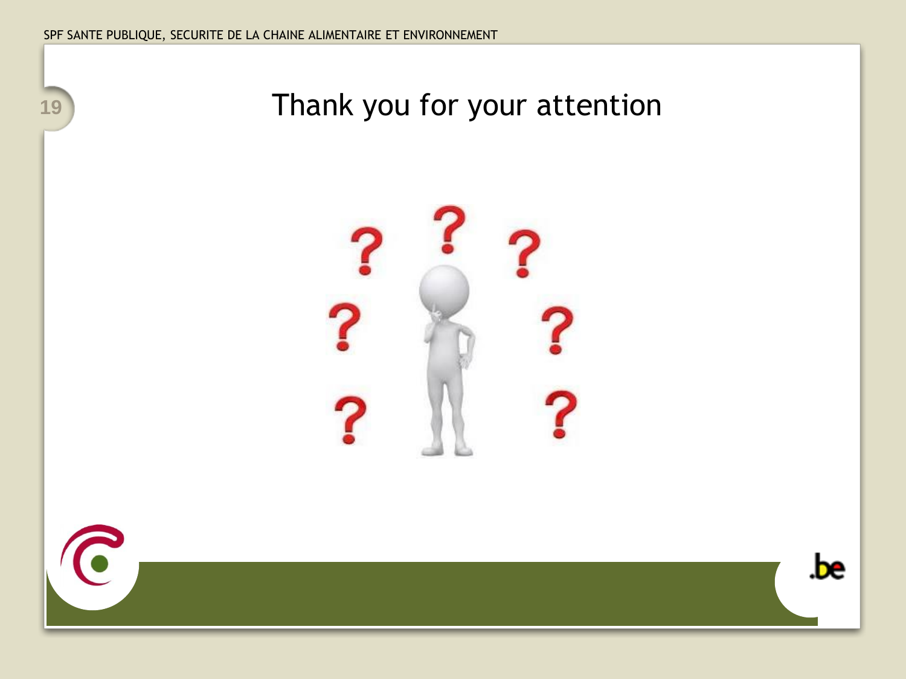# Thank you for your attention